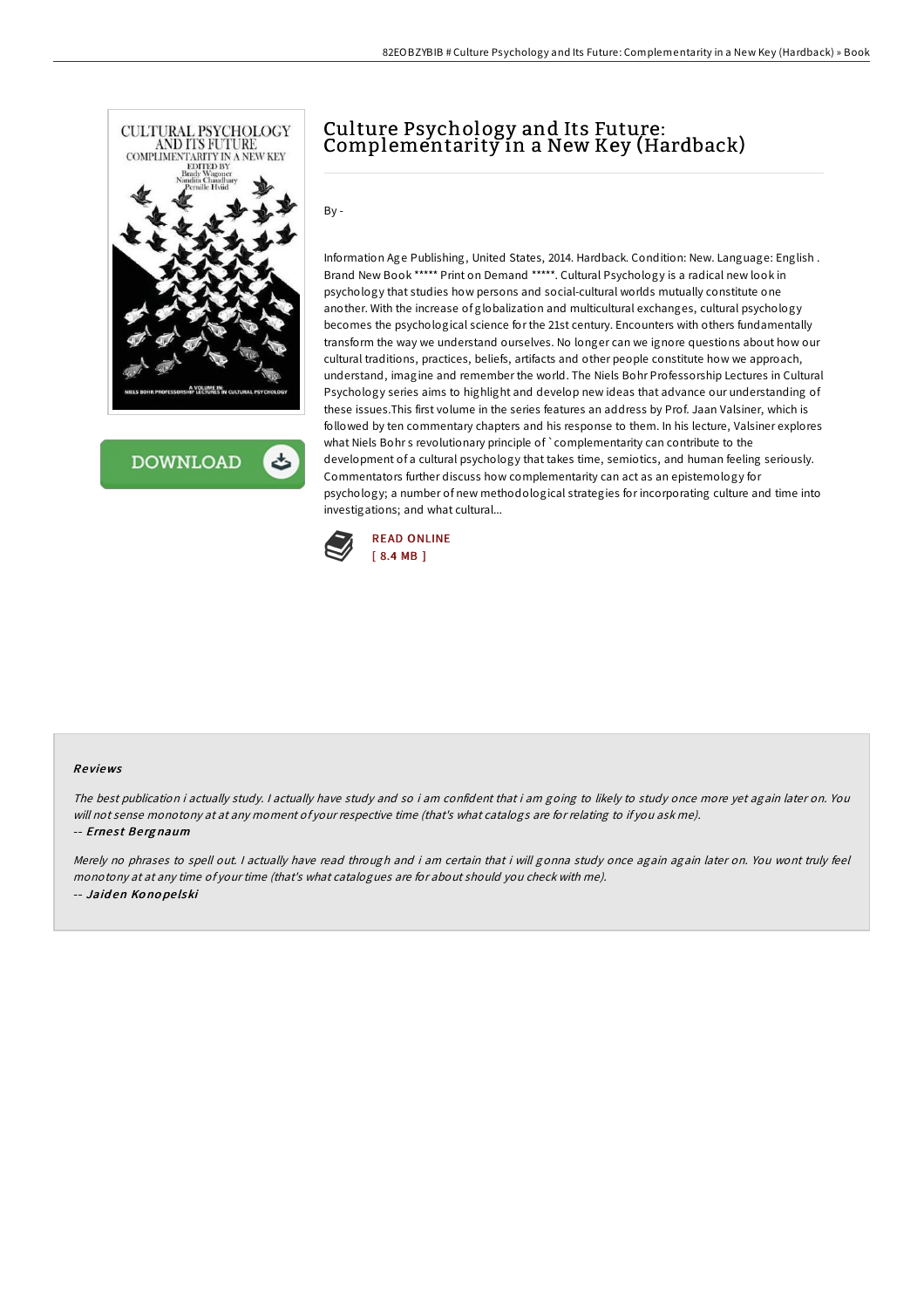# Culture Psychology and Its Future: Complementarity in a New Key (Hardback)

By -

Information Age Publishing, United States, 2014. Hardback. Condition: New. Language: English . Brand New Book ***** Print on Demand *****. Cultural Psychology is a radical new look in psychology that studies how persons and social-cultural worlds mutually constitute one another. With the increase of globalization and multicultural exchanges, cultural psychology becomes the psychological science for the 21st century. Encounters with others fundamentally transform the way we understand ourselves. No longer can we ignore questions about how our cultural traditions, practices, beliefs, artifacts and other people constitute how we approach, understand, imagine and remember the world. The Niels Bohr Professorship Lectures in Cultural Psychology series aims to highlight and develop new ideas that advance our understanding of these issues.This first volume in the series features an address by Prof. Jaan Valsiner, which is followed by ten commentary chapters and his response to them. In his lecture, Valsiner explores what Niels Bohr s revolutionary principle of `complementarity can contribute to the development of a cultural psychology that takes time, semiotics, and human feeling seriously. Commentators further discuss how complementarity can act as an epistemology for psychology; a number of new methodological strategies for incorporating culture and time into investigations; and what cultural...

READ ONLINE
[ 8.4 MB ]

## Reviews

*The best publication i actually study. I actually have study and so i am confident that i am going to likely to study once more yet again later on. You will not sense monotony at at any moment of your respective time (that's what catalogs are for relating to if you ask me).*

*-- Ernest Bergnaum*

*Merely no phrases to spell out. I actually have read through and i am certain that i will gonna study once again again later on. You wont truly feel monotony at at any time of your time (that's what catalogues are for about should you check with me).*

*-- Jaiden Konopelski*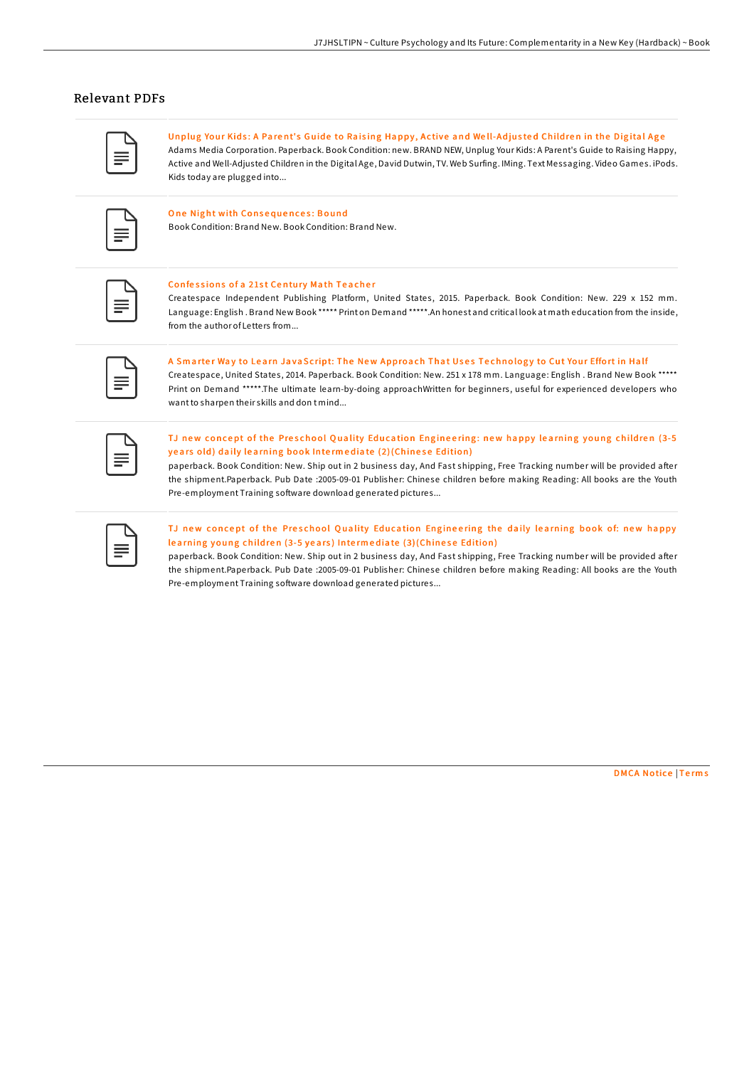## Relevant PDFs

**Unplug Your Kids: A Parent's Guide to Raising Happy, Active and Well-Adjusted Children in the Digital Age**

Adams Media Corporation. Paperback. Book Condition: new. BRAND NEW, Unplug Your Kids: A Parent's Guide to Raising Happy, Active and Well-Adjusted Children in the Digital Age, David Dutwin, TV. Web Surfing. IMing. Text Messaging. Video Games. iPods. Kids today are plugged into...

**One Night with Consequences: Bound**

Book Condition: Brand New. Book Condition: Brand New.

**Confessions of a 21st Century Math Teacher**

Createspace Independent Publishing Platform, United States, 2015. Paperback. Book Condition: New. 229 x 152 mm. Language: English . Brand New Book ***** Print on Demand *****.An honest and critical look at math education from the inside, from the author of Letters from...

**A Smarter Way to Learn JavaScript: The New Approach That Uses Technology to Cut Your Effort in Half**

Createspace, United States, 2014. Paperback. Book Condition: New. 251 x 178 mm. Language: English . Brand New Book ***** Print on Demand *****.The ultimate learn-by-doing approachWritten for beginners, useful for experienced developers who want to sharpen their skills and don t mind...

**TJ new concept of the Preschool Quality Education Engineering: new happy learning young children (3-5 years old) daily learning book Intermediate (2)(Chinese Edition)**

paperback. Book Condition: New. Ship out in 2 business day, And Fast shipping, Free Tracking number will be provided after the shipment.Paperback. Pub Date :2005-09-01 Publisher: Chinese children before making Reading: All books are the Youth Pre-employment Training software download generated pictures...

**TJ new concept of the Preschool Quality Education Engineering the daily learning book of: new happy learning young children (3-5 years) Intermediate (3)(Chinese Edition)**

paperback. Book Condition: New. Ship out in 2 business day, And Fast shipping, Free Tracking number will be provided after the shipment.Paperback. Pub Date :2005-09-01 Publisher: Chinese children before making Reading: All books are the Youth Pre-employment Training software download generated pictures...